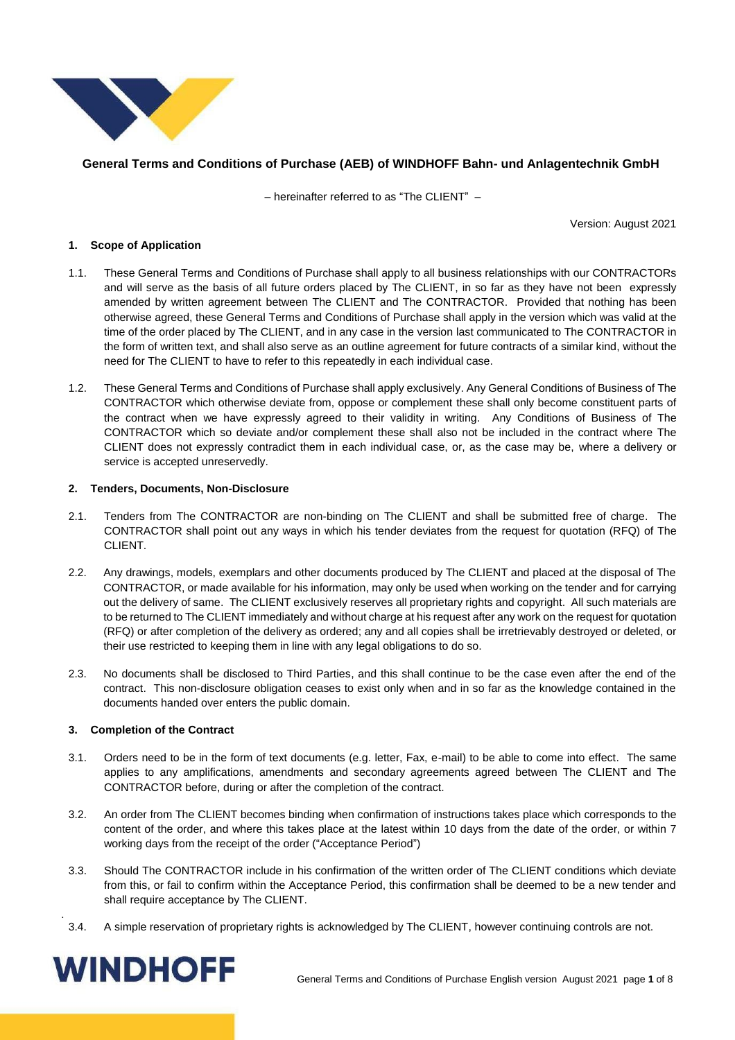**General Terms and Conditions of Purchase (AEB) of WINDHOFF Bahn- und Anlagentechnik GmbH**

– hereinafter referred to as "The CLIENT" –

Version: August 2021

## 1. Scope of Application

1.1. These General Terms and Conditions of Purchase shall apply to all business relationships with our CONTRACTORs and will serve as the basis of all future orders placed by The CLIENT, in so far as they have not been expressly amended by written agreement between The CLIENT and The CONTRACTOR. Provided that nothing has been otherwise agreed, these General Terms and Conditions of Purchase shall apply in the version which was valid at the time of the order placed by The CLIENT, and in any case in the version last communicated to The CONTRACTOR in the form of written text, and shall also serve as an outline agreement for future contracts of a similar kind, without the need for The CLIENT to have to refer to this repeatedly in each individual case.

1.2. These General Terms and Conditions of Purchase shall apply exclusively. Any General Conditions of Business of The CONTRACTOR which otherwise deviate from, oppose or complement these shall only become constituent parts of the contract when we have expressly agreed to their validity in writing. Any Conditions of Business of The CONTRACTOR which so deviate and/or complement these shall also not be included in the contract where The CLIENT does not expressly contradict them in each individual case, or, as the case may be, where a delivery or service is accepted unreservedly.

## 2. Tenders, Documents, Non-Disclosure

2.1. Tenders from The CONTRACTOR are non-binding on The CLIENT and shall be submitted free of charge. The CONTRACTOR shall point out any ways in which his tender deviates from the request for quotation (RFQ) of The CLIENT.

2.2. Any drawings, models, exemplars and other documents produced by The CLIENT and placed at the disposal of The CONTRACTOR, or made available for his information, may only be used when working on the tender and for carrying out the delivery of same. The CLIENT exclusively reserves all proprietary rights and copyright. All such materials are to be returned to The CLIENT immediately and without charge at his request after any work on the request for quotation (RFQ) or after completion of the delivery as ordered; any and all copies shall be irretrievably destroyed or deleted, or their use restricted to keeping them in line with any legal obligations to do so.

2.3. No documents shall be disclosed to Third Parties, and this shall continue to be the case even after the end of the contract. This non-disclosure obligation ceases to exist only when and in so far as the knowledge contained in the documents handed over enters the public domain.

## 3. Completion of the Contract

3.1. Orders need to be in the form of text documents (e.g. letter, Fax, e-mail) to be able to come into effect. The same applies to any amplifications, amendments and secondary agreements agreed between The CLIENT and The CONTRACTOR before, during or after the completion of the contract.

3.2. An order from The CLIENT becomes binding when confirmation of instructions takes place which corresponds to the content of the order, and where this takes place at the latest within 10 days from the date of the order, or within 7 working days from the receipt of the order ("Acceptance Period")

3.3. Should The CONTRACTOR include in his confirmation of the written order of The CLIENT conditions which deviate from this, or fail to confirm within the Acceptance Period, this confirmation shall be deemed to be a new tender and shall require acceptance by The CLIENT.

3.4. A simple reservation of proprietary rights is acknowledged by The CLIENT, however continuing controls are not.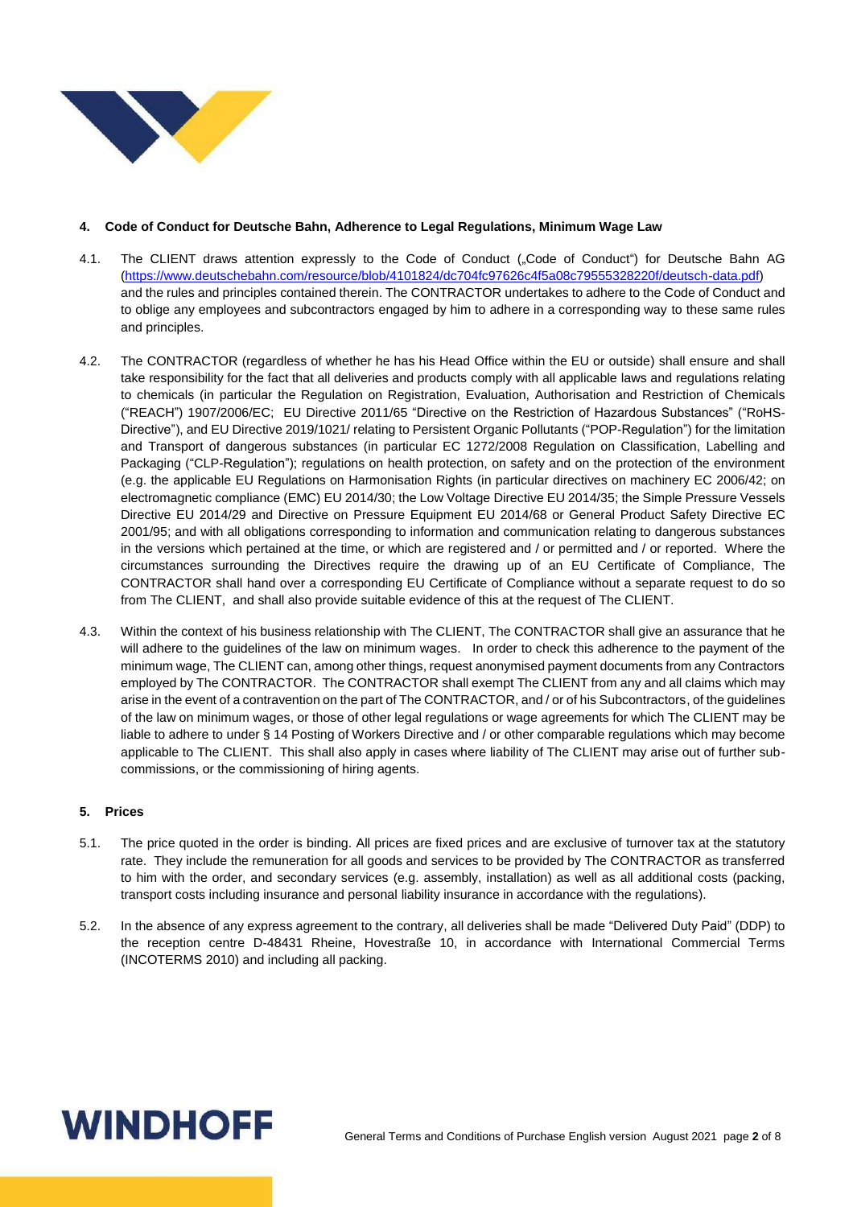## 4. Code of Conduct for Deutsche Bahn, Adherence to Legal Regulations, Minimum Wage Law

4.1. The CLIENT draws attention expressly to the Code of Conduct („Code of Conduct") for Deutsche Bahn AG (https://www.deutschebahn.com/resource/blob/4101824/dc704fc97626c4f5a08c79555328220f/deutsch-data.pdf) and the rules and principles contained therein. The CONTRACTOR undertakes to adhere to the Code of Conduct and to oblige any employees and subcontractors engaged by him to adhere in a corresponding way to these same rules and principles.

4.2. The CONTRACTOR (regardless of whether he has his Head Office within the EU or outside) shall ensure and shall take responsibility for the fact that all deliveries and products comply with all applicable laws and regulations relating to chemicals (in particular the Regulation on Registration, Evaluation, Authorisation and Restriction of Chemicals ("REACH") 1907/2006/EC; EU Directive 2011/65 "Directive on the Restriction of Hazardous Substances" ("RoHS-Directive"), and EU Directive 2019/1021/ relating to Persistent Organic Pollutants ("POP-Regulation") for the limitation and Transport of dangerous substances (in particular EC 1272/2008 Regulation on Classification, Labelling and Packaging ("CLP-Regulation"); regulations on health protection, on safety and on the protection of the environment (e.g. the applicable EU Regulations on Harmonisation Rights (in particular directives on machinery EC 2006/42; on electromagnetic compliance (EMC) EU 2014/30; the Low Voltage Directive EU 2014/35; the Simple Pressure Vessels Directive EU 2014/29 and Directive on Pressure Equipment EU 2014/68 or General Product Safety Directive EC 2001/95; and with all obligations corresponding to information and communication relating to dangerous substances in the versions which pertained at the time, or which are registered and / or permitted and / or reported. Where the circumstances surrounding the Directives require the drawing up of an EU Certificate of Compliance, The CONTRACTOR shall hand over a corresponding EU Certificate of Compliance without a separate request to do so from The CLIENT, and shall also provide suitable evidence of this at the request of The CLIENT.

4.3. Within the context of his business relationship with The CLIENT, The CONTRACTOR shall give an assurance that he will adhere to the guidelines of the law on minimum wages. In order to check this adherence to the payment of the minimum wage, The CLIENT can, among other things, request anonymised payment documents from any Contractors employed by The CONTRACTOR. The CONTRACTOR shall exempt The CLIENT from any and all claims which may arise in the event of a contravention on the part of The CONTRACTOR, and / or of his Subcontractors, of the guidelines of the law on minimum wages, or those of other legal regulations or wage agreements for which The CLIENT may be liable to adhere to under § 14 Posting of Workers Directive and / or other comparable regulations which may become applicable to The CLIENT. This shall also apply in cases where liability of The CLIENT may arise out of further sub-commissions, or the commissioning of hiring agents.

## 5. Prices

5.1. The price quoted in the order is binding. All prices are fixed prices and are exclusive of turnover tax at the statutory rate. They include the remuneration for all goods and services to be provided by The CONTRACTOR as transferred to him with the order, and secondary services (e.g. assembly, installation) as well as all additional costs (packing, transport costs including insurance and personal liability insurance in accordance with the regulations).

5.2. In the absence of any express agreement to the contrary, all deliveries shall be made "Delivered Duty Paid" (DDP) to the reception centre D-48431 Rheine, Hovestraße 10, in accordance with International Commercial Terms (INCOTERMS 2010) and including all packing.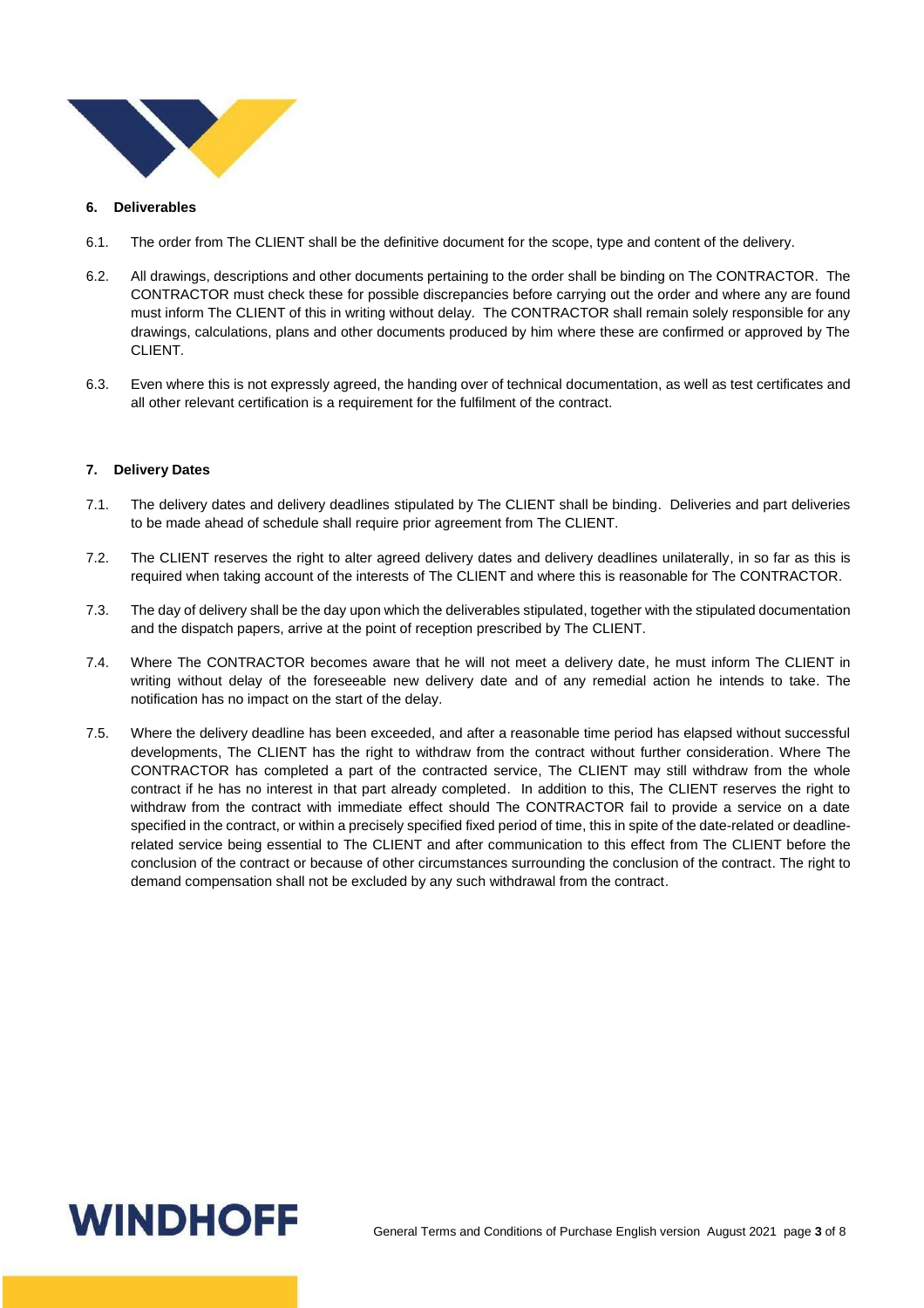## 6. Deliverables

6.1. The order from The CLIENT shall be the definitive document for the scope, type and content of the delivery.

6.2. All drawings, descriptions and other documents pertaining to the order shall be binding on The CONTRACTOR. The CONTRACTOR must check these for possible discrepancies before carrying out the order and where any are found must inform The CLIENT of this in writing without delay. The CONTRACTOR shall remain solely responsible for any drawings, calculations, plans and other documents produced by him where these are confirmed or approved by The CLIENT.

6.3. Even where this is not expressly agreed, the handing over of technical documentation, as well as test certificates and all other relevant certification is a requirement for the fulfilment of the contract.

## 7. Delivery Dates

7.1. The delivery dates and delivery deadlines stipulated by The CLIENT shall be binding. Deliveries and part deliveries to be made ahead of schedule shall require prior agreement from The CLIENT.

7.2. The CLIENT reserves the right to alter agreed delivery dates and delivery deadlines unilaterally, in so far as this is required when taking account of the interests of The CLIENT and where this is reasonable for The CONTRACTOR.

7.3. The day of delivery shall be the day upon which the deliverables stipulated, together with the stipulated documentation and the dispatch papers, arrive at the point of reception prescribed by The CLIENT.

7.4. Where The CONTRACTOR becomes aware that he will not meet a delivery date, he must inform The CLIENT in writing without delay of the foreseeable new delivery date and of any remedial action he intends to take. The notification has no impact on the start of the delay.

7.5. Where the delivery deadline has been exceeded, and after a reasonable time period has elapsed without successful developments, The CLIENT has the right to withdraw from the contract without further consideration. Where The CONTRACTOR has completed a part of the contracted service, The CLIENT may still withdraw from the whole contract if he has no interest in that part already completed. In addition to this, The CLIENT reserves the right to withdraw from the contract with immediate effect should The CONTRACTOR fail to provide a service on a date specified in the contract, or within a precisely specified fixed period of time, this in spite of the date-related or deadline-related service being essential to The CLIENT and after communication to this effect from The CLIENT before the conclusion of the contract or because of other circumstances surrounding the conclusion of the contract. The right to demand compensation shall not be excluded by any such withdrawal from the contract.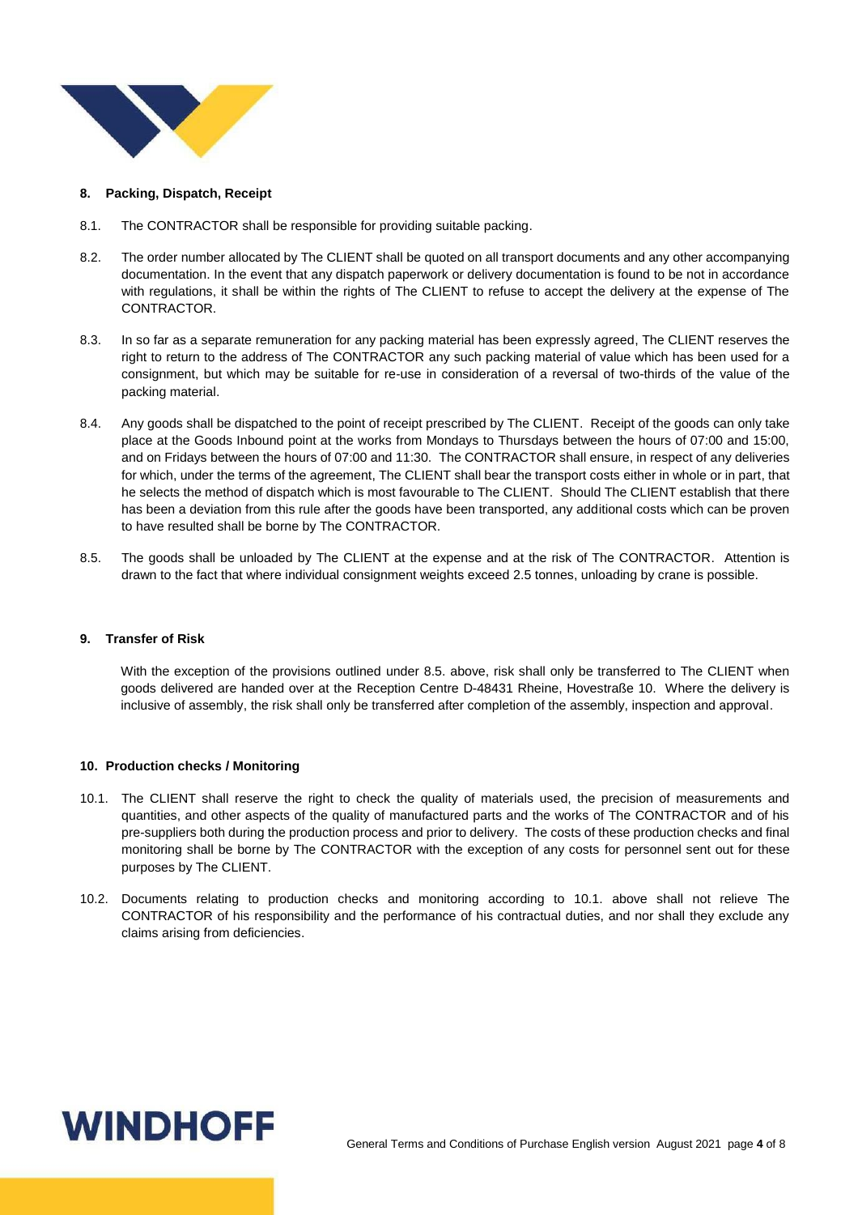## 8. Packing, Dispatch, Receipt

8.1. The CONTRACTOR shall be responsible for providing suitable packing.

8.2. The order number allocated by The CLIENT shall be quoted on all transport documents and any other accompanying documentation. In the event that any dispatch paperwork or delivery documentation is found to be not in accordance with regulations, it shall be within the rights of The CLIENT to refuse to accept the delivery at the expense of The CONTRACTOR.

8.3. In so far as a separate remuneration for any packing material has been expressly agreed, The CLIENT reserves the right to return to the address of The CONTRACTOR any such packing material of value which has been used for a consignment, but which may be suitable for re-use in consideration of a reversal of two-thirds of the value of the packing material.

8.4. Any goods shall be dispatched to the point of receipt prescribed by The CLIENT. Receipt of the goods can only take place at the Goods Inbound point at the works from Mondays to Thursdays between the hours of 07:00 and 15:00, and on Fridays between the hours of 07:00 and 11:30. The CONTRACTOR shall ensure, in respect of any deliveries for which, under the terms of the agreement, The CLIENT shall bear the transport costs either in whole or in part, that he selects the method of dispatch which is most favourable to The CLIENT. Should The CLIENT establish that there has been a deviation from this rule after the goods have been transported, any additional costs which can be proven to have resulted shall be borne by The CONTRACTOR.

8.5. The goods shall be unloaded by The CLIENT at the expense and at the risk of The CONTRACTOR. Attention is drawn to the fact that where individual consignment weights exceed 2.5 tonnes, unloading by crane is possible.

## 9. Transfer of Risk

With the exception of the provisions outlined under 8.5. above, risk shall only be transferred to The CLIENT when goods delivered are handed over at the Reception Centre D-48431 Rheine, Hovestraße 10. Where the delivery is inclusive of assembly, the risk shall only be transferred after completion of the assembly, inspection and approval.

## 10. Production checks / Monitoring

10.1. The CLIENT shall reserve the right to check the quality of materials used, the precision of measurements and quantities, and other aspects of the quality of manufactured parts and the works of The CONTRACTOR and of his pre-suppliers both during the production process and prior to delivery. The costs of these production checks and final monitoring shall be borne by The CONTRACTOR with the exception of any costs for personnel sent out for these purposes by The CLIENT.

10.2. Documents relating to production checks and monitoring according to 10.1. above shall not relieve The CONTRACTOR of his responsibility and the performance of his contractual duties, and nor shall they exclude any claims arising from deficiencies.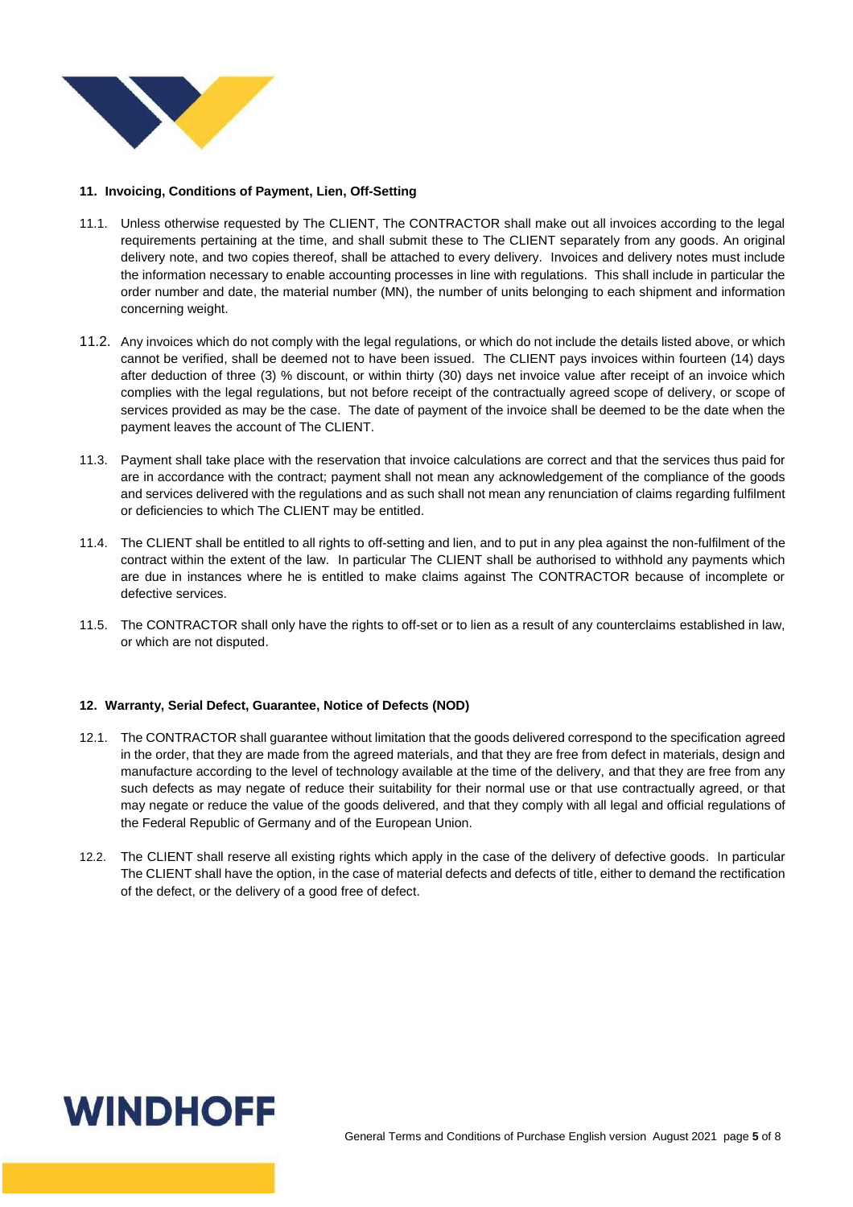## 11. Invoicing, Conditions of Payment, Lien, Off-Setting

11.1. Unless otherwise requested by The CLIENT, The CONTRACTOR shall make out all invoices according to the legal requirements pertaining at the time, and shall submit these to The CLIENT separately from any goods. An original delivery note, and two copies thereof, shall be attached to every delivery. Invoices and delivery notes must include the information necessary to enable accounting processes in line with regulations. This shall include in particular the order number and date, the material number (MN), the number of units belonging to each shipment and information concerning weight.

11.2. Any invoices which do not comply with the legal regulations, or which do not include the details listed above, or which cannot be verified, shall be deemed not to have been issued. The CLIENT pays invoices within fourteen (14) days after deduction of three (3) % discount, or within thirty (30) days net invoice value after receipt of an invoice which complies with the legal regulations, but not before receipt of the contractually agreed scope of delivery, or scope of services provided as may be the case. The date of payment of the invoice shall be deemed to be the date when the payment leaves the account of The CLIENT.

11.3. Payment shall take place with the reservation that invoice calculations are correct and that the services thus paid for are in accordance with the contract; payment shall not mean any acknowledgement of the compliance of the goods and services delivered with the regulations and as such shall not mean any renunciation of claims regarding fulfilment or deficiencies to which The CLIENT may be entitled.

11.4. The CLIENT shall be entitled to all rights to off-setting and lien, and to put in any plea against the non-fulfilment of the contract within the extent of the law. In particular The CLIENT shall be authorised to withhold any payments which are due in instances where he is entitled to make claims against The CONTRACTOR because of incomplete or defective services.

11.5. The CONTRACTOR shall only have the rights to off-set or to lien as a result of any counterclaims established in law, or which are not disputed.

## 12. Warranty, Serial Defect, Guarantee, Notice of Defects (NOD)

12.1. The CONTRACTOR shall guarantee without limitation that the goods delivered correspond to the specification agreed in the order, that they are made from the agreed materials, and that they are free from defect in materials, design and manufacture according to the level of technology available at the time of the delivery, and that they are free from any such defects as may negate of reduce their suitability for their normal use or that use contractually agreed, or that may negate or reduce the value of the goods delivered, and that they comply with all legal and official regulations of the Federal Republic of Germany and of the European Union.

12.2. The CLIENT shall reserve all existing rights which apply in the case of the delivery of defective goods. In particular The CLIENT shall have the option, in the case of material defects and defects of title, either to demand the rectification of the defect, or the delivery of a good free of defect.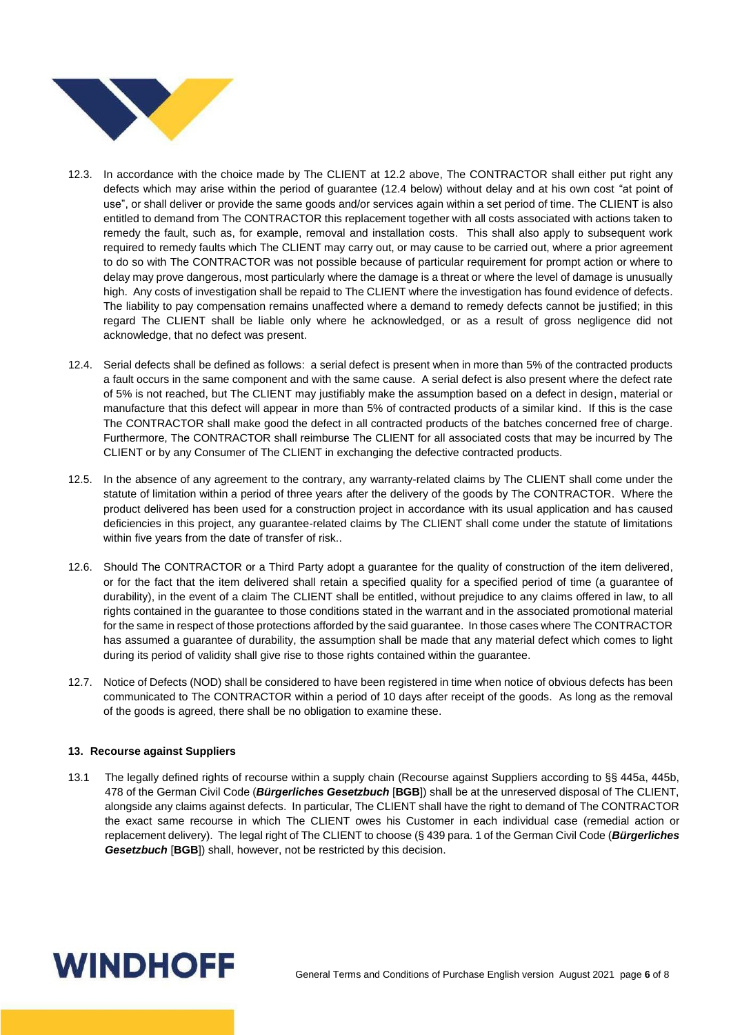12.3. In accordance with the choice made by The CLIENT at 12.2 above, The CONTRACTOR shall either put right any defects which may arise within the period of guarantee (12.4 below) without delay and at his own cost "at point of use", or shall deliver or provide the same goods and/or services again within a set period of time. The CLIENT is also entitled to demand from The CONTRACTOR this replacement together with all costs associated with actions taken to remedy the fault, such as, for example, removal and installation costs. This shall also apply to subsequent work required to remedy faults which The CLIENT may carry out, or may cause to be carried out, where a prior agreement to do so with The CONTRACTOR was not possible because of particular requirement for prompt action or where to delay may prove dangerous, most particularly where the damage is a threat or where the level of damage is unusually high. Any costs of investigation shall be repaid to The CLIENT where the investigation has found evidence of defects. The liability to pay compensation remains unaffected where a demand to remedy defects cannot be justified; in this regard The CLIENT shall be liable only where he acknowledged, or as a result of gross negligence did not acknowledge, that no defect was present.

12.4. Serial defects shall be defined as follows: a serial defect is present when in more than 5% of the contracted products a fault occurs in the same component and with the same cause. A serial defect is also present where the defect rate of 5% is not reached, but The CLIENT may justifiably make the assumption based on a defect in design, material or manufacture that this defect will appear in more than 5% of contracted products of a similar kind. If this is the case The CONTRACTOR shall make good the defect in all contracted products of the batches concerned free of charge. Furthermore, The CONTRACTOR shall reimburse The CLIENT for all associated costs that may be incurred by The CLIENT or by any Consumer of The CLIENT in exchanging the defective contracted products.

12.5. In the absence of any agreement to the contrary, any warranty-related claims by The CLIENT shall come under the statute of limitation within a period of three years after the delivery of the goods by The CONTRACTOR. Where the product delivered has been used for a construction project in accordance with its usual application and has caused deficiencies in this project, any guarantee-related claims by The CLIENT shall come under the statute of limitations within five years from the date of transfer of risk..

12.6. Should The CONTRACTOR or a Third Party adopt a guarantee for the quality of construction of the item delivered, or for the fact that the item delivered shall retain a specified quality for a specified period of time (a guarantee of durability), in the event of a claim The CLIENT shall be entitled, without prejudice to any claims offered in law, to all rights contained in the guarantee to those conditions stated in the warrant and in the associated promotional material for the same in respect of those protections afforded by the said guarantee. In those cases where The CONTRACTOR has assumed a guarantee of durability, the assumption shall be made that any material defect which comes to light during its period of validity shall give rise to those rights contained within the guarantee.

12.7. Notice of Defects (NOD) shall be considered to have been registered in time when notice of obvious defects has been communicated to The CONTRACTOR within a period of 10 days after receipt of the goods. As long as the removal of the goods is agreed, there shall be no obligation to examine these.

### 13. Recourse against Suppliers

13.1 The legally defined rights of recourse within a supply chain (Recourse against Suppliers according to §§ 445a, 445b, 478 of the German Civil Code (***Bürgerliches Gesetzbuch*** [**BGB**]) shall be at the unreserved disposal of The CLIENT, alongside any claims against defects. In particular, The CLIENT shall have the right to demand of The CONTRACTOR the exact same recourse in which The CLIENT owes his Customer in each individual case (remedial action or replacement delivery). The legal right of The CLIENT to choose (§ 439 para. 1 of the German Civil Code (***Bürgerliches Gesetzbuch*** [**BGB**]) shall, however, not be restricted by this decision.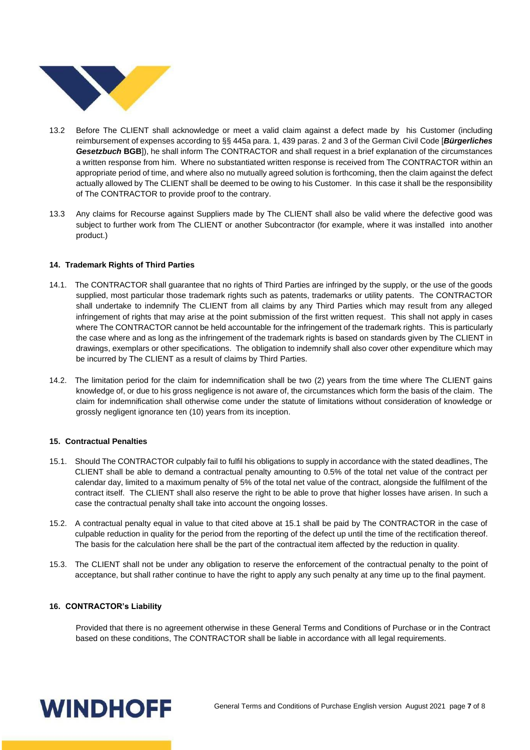13.2 Before The CLIENT shall acknowledge or meet a valid claim against a defect made by his Customer (including reimbursement of expenses according to §§ 445a para. 1, 439 paras. 2 and 3 of the German Civil Code [***Bürgerliches Gesetzbuch* BGB**]), he shall inform The CONTRACTOR and shall request in a brief explanation of the circumstances a written response from him. Where no substantiated written response is received from The CONTRACTOR within an appropriate period of time, and where also no mutually agreed solution is forthcoming, then the claim against the defect actually allowed by The CLIENT shall be deemed to be owing to his Customer. In this case it shall be the responsibility of The CONTRACTOR to provide proof to the contrary.

13.3 Any claims for Recourse against Suppliers made by The CLIENT shall also be valid where the defective good was subject to further work from The CLIENT or another Subcontractor (for example, where it was installed into another product.)

**14. Trademark Rights of Third Parties**

14.1. The CONTRACTOR shall guarantee that no rights of Third Parties are infringed by the supply, or the use of the goods supplied, most particular those trademark rights such as patents, trademarks or utility patents. The CONTRACTOR shall undertake to indemnify The CLIENT from all claims by any Third Parties which may result from any alleged infringement of rights that may arise at the point submission of the first written request. This shall not apply in cases where The CONTRACTOR cannot be held accountable for the infringement of the trademark rights. This is particularly the case where and as long as the infringement of the trademark rights is based on standards given by The CLIENT in drawings, exemplars or other specifications. The obligation to indemnify shall also cover other expenditure which may be incurred by The CLIENT as a result of claims by Third Parties.

14.2. The limitation period for the claim for indemnification shall be two (2) years from the time where The CLIENT gains knowledge of, or due to his gross negligence is not aware of, the circumstances which form the basis of the claim. The claim for indemnification shall otherwise come under the statute of limitations without consideration of knowledge or grossly negligent ignorance ten (10) years from its inception.

**15. Contractual Penalties**

15.1. Should The CONTRACTOR culpably fail to fulfil his obligations to supply in accordance with the stated deadlines, The CLIENT shall be able to demand a contractual penalty amounting to 0.5% of the total net value of the contract per calendar day, limited to a maximum penalty of 5% of the total net value of the contract, alongside the fulfilment of the contract itself. The CLIENT shall also reserve the right to be able to prove that higher losses have arisen. In such a case the contractual penalty shall take into account the ongoing losses.

15.2. A contractual penalty equal in value to that cited above at 15.1 shall be paid by The CONTRACTOR in the case of culpable reduction in quality for the period from the reporting of the defect up until the time of the rectification thereof. The basis for the calculation here shall be the part of the contractual item affected by the reduction in quality.

15.3. The CLIENT shall not be under any obligation to reserve the enforcement of the contractual penalty to the point of acceptance, but shall rather continue to have the right to apply any such penalty at any time up to the final payment.

**16. CONTRACTOR's Liability**

Provided that there is no agreement otherwise in these General Terms and Conditions of Purchase or in the Contract based on these conditions, The CONTRACTOR shall be liable in accordance with all legal requirements.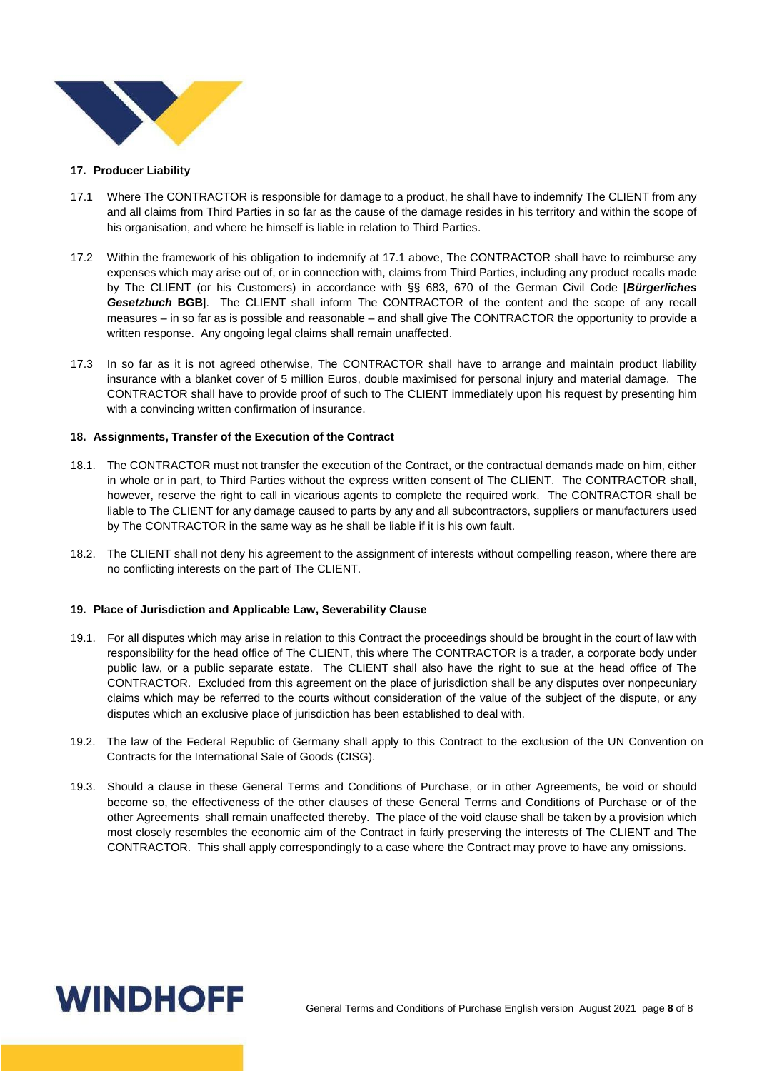## 17. Producer Liability

17.1 Where The CONTRACTOR is responsible for damage to a product, he shall have to indemnify The CLIENT from any and all claims from Third Parties in so far as the cause of the damage resides in his territory and within the scope of his organisation, and where he himself is liable in relation to Third Parties.

17.2 Within the framework of his obligation to indemnify at 17.1 above, The CONTRACTOR shall have to reimburse any expenses which may arise out of, or in connection with, claims from Third Parties, including any product recalls made by The CLIENT (or his Customers) in accordance with §§ 683, 670 of the German Civil Code [***Bürgerliches Gesetzbuch*** **BGB**]. The CLIENT shall inform The CONTRACTOR of the content and the scope of any recall measures – in so far as is possible and reasonable – and shall give The CONTRACTOR the opportunity to provide a written response. Any ongoing legal claims shall remain unaffected.

17.3 In so far as it is not agreed otherwise, The CONTRACTOR shall have to arrange and maintain product liability insurance with a blanket cover of 5 million Euros, double maximised for personal injury and material damage. The CONTRACTOR shall have to provide proof of such to The CLIENT immediately upon his request by presenting him with a convincing written confirmation of insurance.

## 18. Assignments, Transfer of the Execution of the Contract

18.1. The CONTRACTOR must not transfer the execution of the Contract, or the contractual demands made on him, either in whole or in part, to Third Parties without the express written consent of The CLIENT. The CONTRACTOR shall, however, reserve the right to call in vicarious agents to complete the required work. The CONTRACTOR shall be liable to The CLIENT for any damage caused to parts by any and all subcontractors, suppliers or manufacturers used by The CONTRACTOR in the same way as he shall be liable if it is his own fault.

18.2. The CLIENT shall not deny his agreement to the assignment of interests without compelling reason, where there are no conflicting interests on the part of The CLIENT.

## 19. Place of Jurisdiction and Applicable Law, Severability Clause

19.1. For all disputes which may arise in relation to this Contract the proceedings should be brought in the court of law with responsibility for the head office of The CLIENT, this where The CONTRACTOR is a trader, a corporate body under public law, or a public separate estate. The CLIENT shall also have the right to sue at the head office of The CONTRACTOR. Excluded from this agreement on the place of jurisdiction shall be any disputes over nonpecuniary claims which may be referred to the courts without consideration of the value of the subject of the dispute, or any disputes which an exclusive place of jurisdiction has been established to deal with.

19.2. The law of the Federal Republic of Germany shall apply to this Contract to the exclusion of the UN Convention on Contracts for the International Sale of Goods (CISG).

19.3. Should a clause in these General Terms and Conditions of Purchase, or in other Agreements, be void or should become so, the effectiveness of the other clauses of these General Terms and Conditions of Purchase or of the other Agreements shall remain unaffected thereby. The place of the void clause shall be taken by a provision which most closely resembles the economic aim of the Contract in fairly preserving the interests of The CLIENT and The CONTRACTOR. This shall apply correspondingly to a case where the Contract may prove to have any omissions.